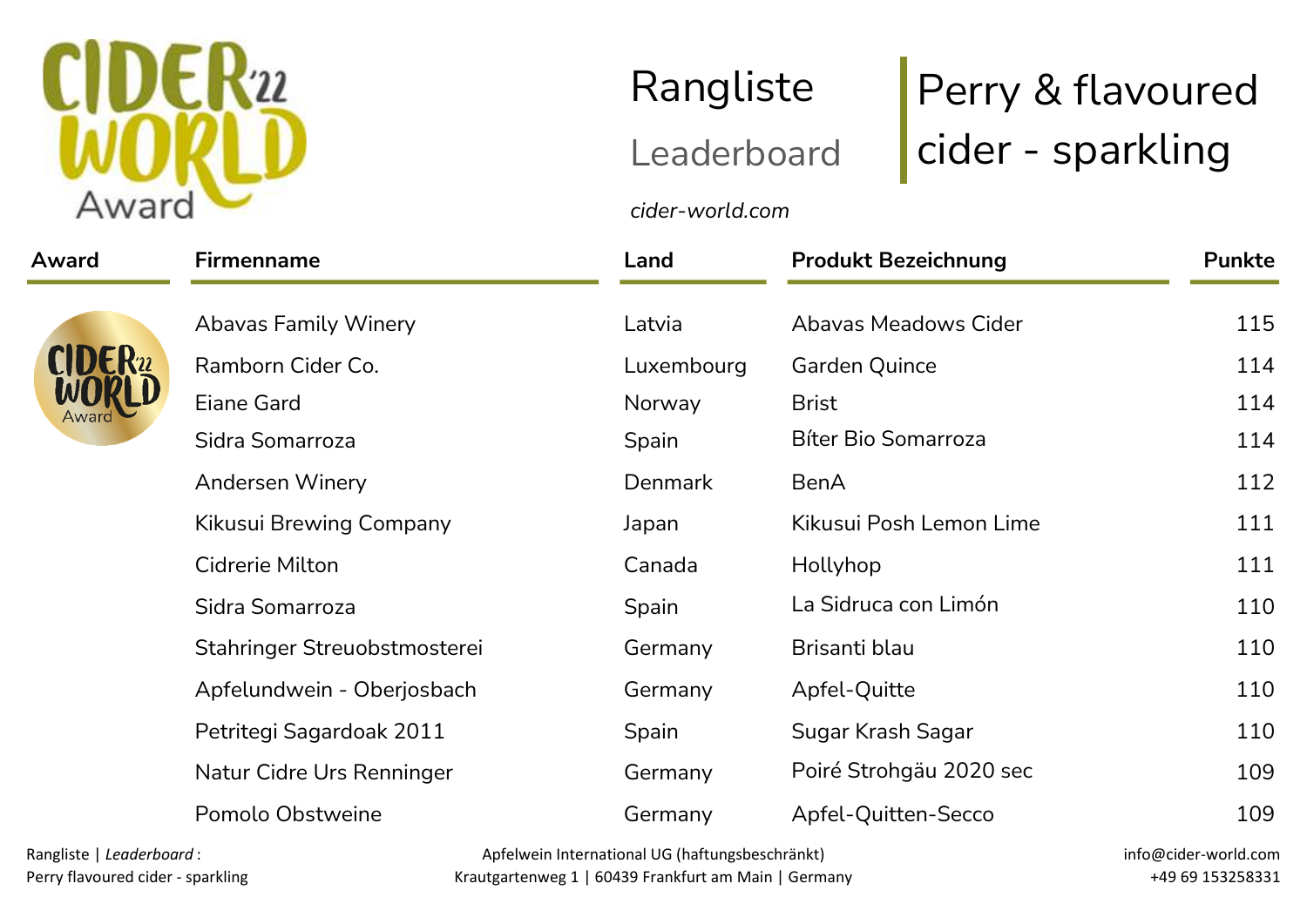# Rangliste

## Leaderboard

*cider-world.com*

# Perry & flavoured cider - sparkling

| Award | Firmenname | Land | Produkt Bezeichnung | Punkte |
|---|---|---|---|---|
| | Abavas Family Winery | Latvia | Abavas Meadows Cider | 115 |
| | Ramborn Cider Co. | Luxembourg | Garden Quince | 114 |
| | Eiane Gard | Norway | Brist | 114 |
| | Sidra Somarroza | Spain | Bíter Bio Somarroza | 114 |
| | Andersen Winery | Denmark | BenA | 112 |
| | Kikusui Brewing Company | Japan | Kikusui Posh Lemon Lime | 111 |
| | Cidrerie Milton | Canada | Hollyhop | 111 |
| | Sidra Somarroza | Spain | La Sidruca con Limón | 110 |
| | Stahringer Streuobstmosterei | Germany | Brisanti blau | 110 |
| | Apfelundwein - Oberjosbach | Germany | Apfel-Quitte | 110 |
| | Petritegi Sagardoak 2011 | Spain | Sugar Krash Sagar | 110 |
| | Natur Cidre Urs Renninger | Germany | Poiré Strohgäu 2020 sec | 109 |
| | Pomolo Obstweine | Germany | Apfel-Quitten-Secco | 109 |

Rangliste | *Leaderboard* :
Perry flavoured cider - sparkling

Apfelwein International UG (haftungsbeschränkt)
Krautgartenweg 1 | 60439 Frankfurt am Main | Germany

info@cider-world.com
+49 69 153258331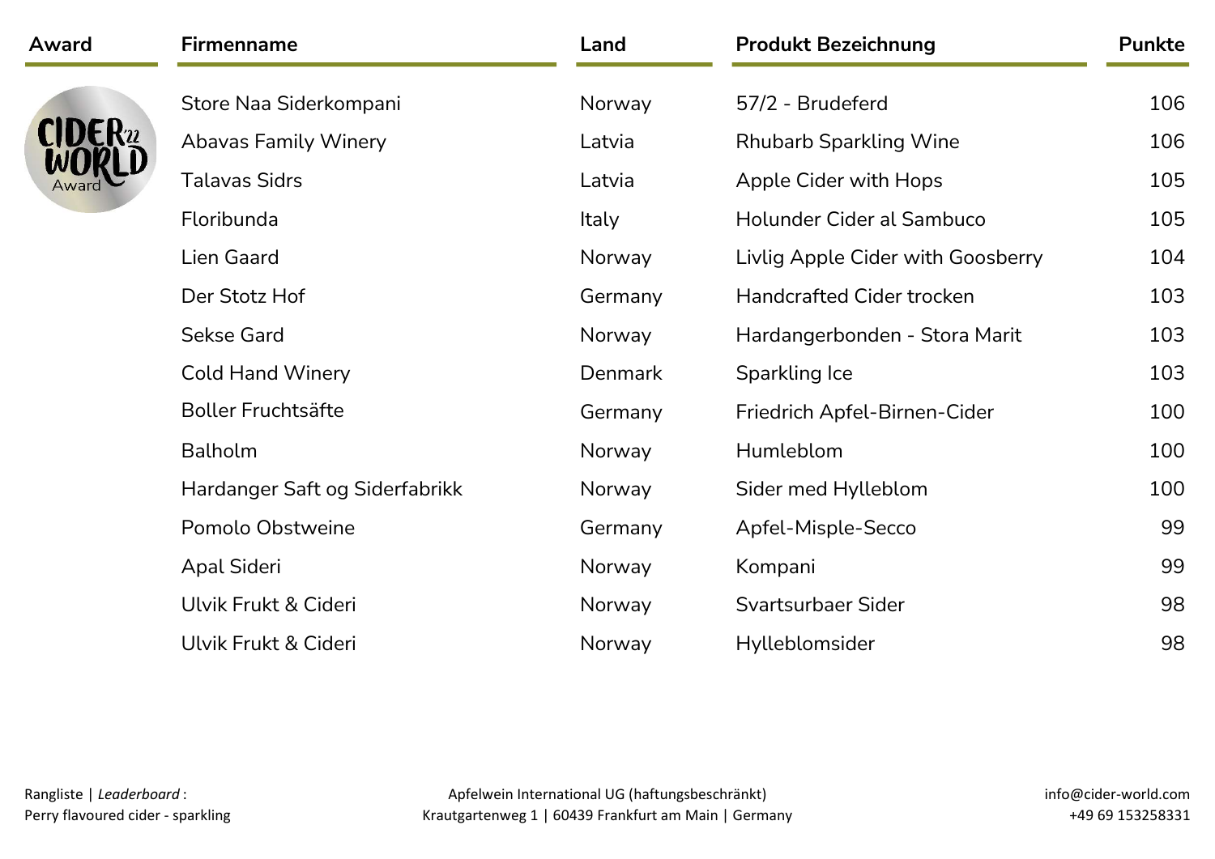| Award | Firmenname | Land | Produkt Bezeichnung | Punkte |
|---|---|---|---|---|
| CIDER WORLD '22 Award | Store Naa Siderkompani | Norway | 57/2 - Brudeferd | 106 |
| | Abavas Family Winery | Latvia | Rhubarb Sparkling Wine | 106 |
| | Talavas Sidrs | Latvia | Apple Cider with Hops | 105 |
| | Floribunda | Italy | Holunder Cider al Sambuco | 105 |
| | Lien Gaard | Norway | Livlig Apple Cider with Goosberry | 104 |
| | Der Stotz Hof | Germany | Handcrafted Cider trocken | 103 |
| | Sekse Gard | Norway | Hardangerbonden - Stora Marit | 103 |
| | Cold Hand Winery | Denmark | Sparkling Ice | 103 |
| | Boller Fruchtsäfte | Germany | Friedrich Apfel-Birnen-Cider | 100 |
| | Balholm | Norway | Humleblom | 100 |
| | Hardanger Saft og Siderfabrikk | Norway | Sider med Hylleblom | 100 |
| | Pomolo Obstweine | Germany | Apfel-Misple-Secco | 99 |
| | Apal Sideri | Norway | Kompani | 99 |
| | Ulvik Frukt & Cideri | Norway | Svartsurbaer Sider | 98 |
| | Ulvik Frukt & Cideri | Norway | Hylleblomsider | 98 |

Rangliste | *Leaderboard* :
Perry flavoured cider - sparkling

Apfelwein International UG (haftungsbeschränkt)
Krautgartenweg 1 | 60439 Frankfurt am Main | Germany

info@cider-world.com
+49 69 153258331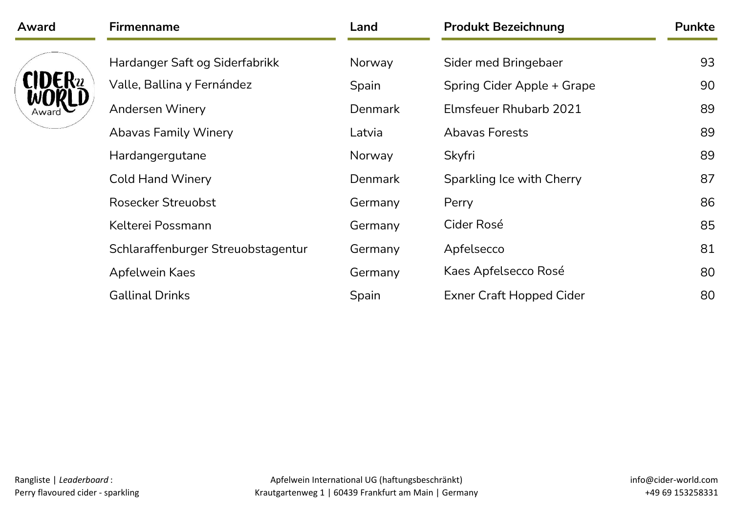| Award | Firmenname | Land | Produkt Bezeichnung | Punkte |
|---|---|---|---|---|
| CIDER'22 WORLD Award | Hardanger Saft og Siderfabrikk | Norway | Sider med Bringebaer | 93 |
| | Valle, Ballina y Fernández | Spain | Spring Cider Apple + Grape | 90 |
| | Andersen Winery | Denmark | Elmsfeuer Rhubarb 2021 | 89 |
| | Abavas Family Winery | Latvia | Abavas Forests | 89 |
| | Hardangergutane | Norway | Skyfri | 89 |
| | Cold Hand Winery | Denmark | Sparkling Ice with Cherry | 87 |
| | Rosecker Streuobst | Germany | Perry | 86 |
| | Kelterei Possmann | Germany | Cider Rosé | 85 |
| | Schlaraffenburger Streuobstagentur | Germany | Apfelsecco | 81 |
| | Apfelwein Kaes | Germany | Kaes Apfelsecco Rosé | 80 |
| | Gallinal Drinks | Spain | Exner Craft Hopped Cider | 80 |

Rangliste | *Leaderboard* :
Perry flavoured cider - sparkling

Apfelwein International UG (haftungsbeschränkt)
Krautgartenweg 1 | 60439 Frankfurt am Main | Germany

info@cider-world.com
+49 69 153258331